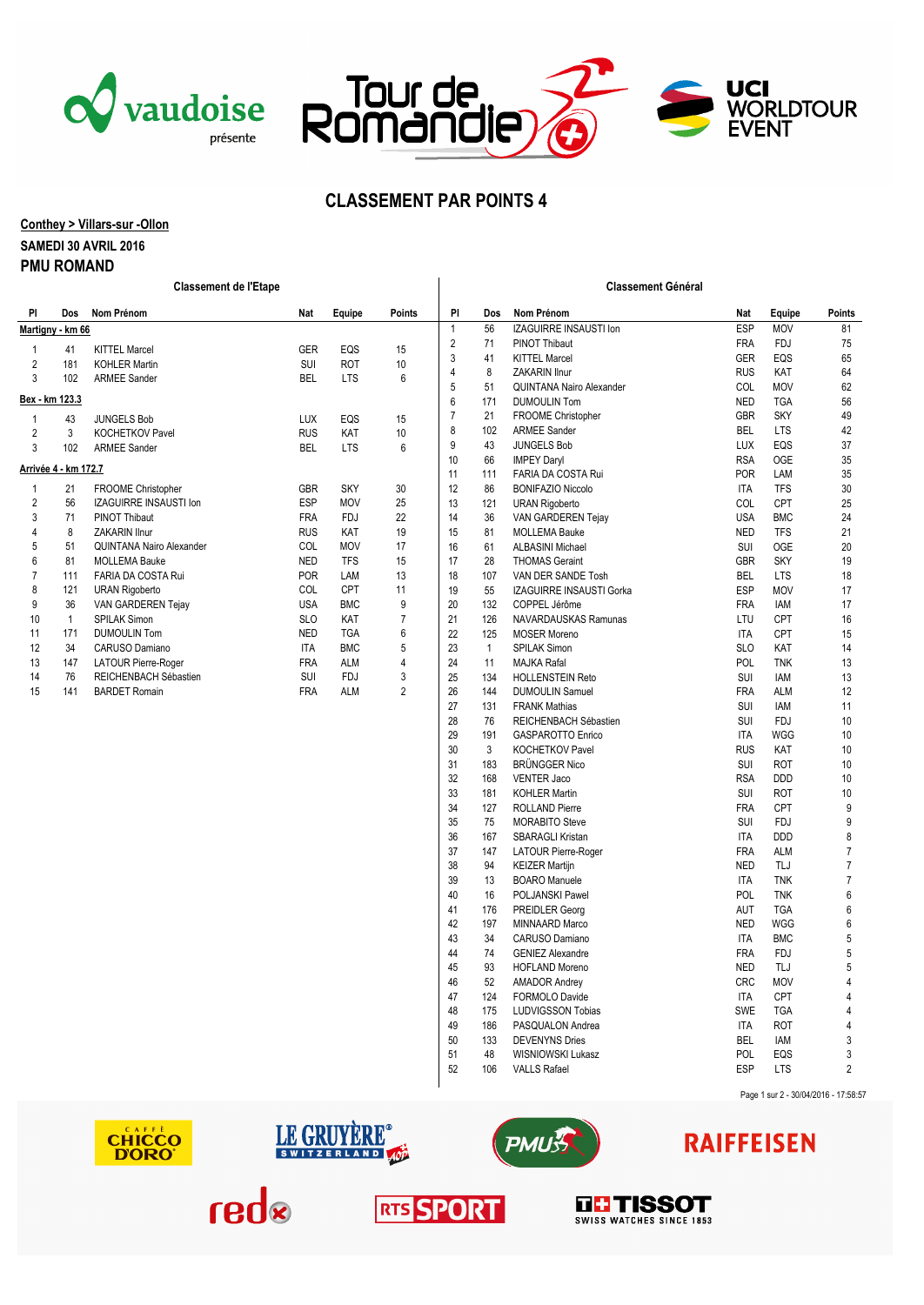# CLASSEMENT PAR POINTS 4

**Conthey > Villars-sur -Ollon**

**SAMEDI 30 AVRIL 2016**

**PMU ROMAND**

## Classement de l'Etape

**Martigny - km 66**

| Pl | Dos | Nom Prénom | Nat | Equipe | Points |
|---|---|---|---|---|---|
| 1 | 41 | KITTEL Marcel | GER | EQS | 15 |
| 2 | 181 | KOHLER Martin | SUI | ROT | 10 |
| 3 | 102 | ARMEE Sander | BEL | LTS | 6 |

**Bex - km 123.3**

| Pl | Dos | Nom Prénom | Nat | Equipe | Points |
|---|---|---|---|---|---|
| 1 | 43 | JUNGELS Bob | LUX | EQS | 15 |
| 2 | 3 | KOCHETKOV Pavel | RUS | KAT | 10 |
| 3 | 102 | ARMEE Sander | BEL | LTS | 6 |

**Arrivée 4 - km 172.7**

| Pl | Dos | Nom Prénom | Nat | Equipe | Points |
|---|---|---|---|---|---|
| 1 | 21 | FROOME Christopher | GBR | SKY | 30 |
| 2 | 56 | IZAGUIRRE INSAUSTI Ion | ESP | MOV | 25 |
| 3 | 71 | PINOT Thibaut | FRA | FDJ | 22 |
| 4 | 8 | ZAKARIN Ilnur | RUS | KAT | 19 |
| 5 | 51 | QUINTANA Nairo Alexander | COL | MOV | 17 |
| 6 | 81 | MOLLEMA Bauke | NED | TFS | 15 |
| 7 | 111 | FARIA DA COSTA Rui | POR | LAM | 13 |
| 8 | 121 | URAN Rigoberto | COL | CPT | 11 |
| 9 | 36 | VAN GARDEREN Tejay | USA | BMC | 9 |
| 10 | 1 | SPILAK Simon | SLO | KAT | 7 |
| 11 | 171 | DUMOULIN Tom | NED | TGA | 6 |
| 12 | 34 | CARUSO Damiano | ITA | BMC | 5 |
| 13 | 147 | LATOUR Pierre-Roger | FRA | ALM | 4 |
| 14 | 76 | REICHENBACH Sébastien | SUI | FDJ | 3 |
| 15 | 141 | BARDET Romain | FRA | ALM | 2 |

## Classement Général

| Pl | Dos | Nom Prénom | Nat | Equipe | Points |
|---|---|---|---|---|---|
| 1 | 56 | IZAGUIRRE INSAUSTI Ion | ESP | MOV | 81 |
| 2 | 71 | PINOT Thibaut | FRA | FDJ | 75 |
| 3 | 41 | KITTEL Marcel | GER | EQS | 65 |
| 4 | 8 | ZAKARIN Ilnur | RUS | KAT | 64 |
| 5 | 51 | QUINTANA Nairo Alexander | COL | MOV | 62 |
| 6 | 171 | DUMOULIN Tom | NED | TGA | 56 |
| 7 | 21 | FROOME Christopher | GBR | SKY | 49 |
| 8 | 102 | ARMEE Sander | BEL | LTS | 42 |
| 9 | 43 | JUNGELS Bob | LUX | EQS | 37 |
| 10 | 66 | IMPEY Daryl | RSA | OGE | 35 |
| 11 | 111 | FARIA DA COSTA Rui | POR | LAM | 35 |
| 12 | 86 | BONIFAZIO Niccolo | ITA | TFS | 30 |
| 13 | 121 | URAN Rigoberto | COL | CPT | 25 |
| 14 | 36 | VAN GARDEREN Tejay | USA | BMC | 24 |
| 15 | 81 | MOLLEMA Bauke | NED | TFS | 21 |
| 16 | 61 | ALBASINI Michael | SUI | OGE | 20 |
| 17 | 28 | THOMAS Geraint | GBR | SKY | 19 |
| 18 | 107 | VAN DER SANDE Tosh | BEL | LTS | 18 |
| 19 | 55 | IZAGUIRRE INSAUSTI Gorka | ESP | MOV | 17 |
| 20 | 132 | COPPEL Jérôme | FRA | IAM | 17 |
| 21 | 126 | NAVARDAUSKAS Ramunas | LTU | CPT | 16 |
| 22 | 125 | MOSER Moreno | ITA | CPT | 15 |
| 23 | 1 | SPILAK Simon | SLO | KAT | 14 |
| 24 | 11 | MAJKA Rafal | POL | TNK | 13 |
| 25 | 134 | HOLLENSTEIN Reto | SUI | IAM | 13 |
| 26 | 144 | DUMOULIN Samuel | FRA | ALM | 12 |
| 27 | 131 | FRANK Mathias | SUI | IAM | 11 |
| 28 | 76 | REICHENBACH Sébastien | SUI | FDJ | 10 |
| 29 | 191 | GASPAROTTO Enrico | ITA | WGG | 10 |
| 30 | 3 | KOCHETKOV Pavel | RUS | KAT | 10 |
| 31 | 183 | BRÜNGGER Nico | SUI | ROT | 10 |
| 32 | 168 | VENTER Jaco | RSA | DDD | 10 |
| 33 | 181 | KOHLER Martin | SUI | ROT | 10 |
| 34 | 127 | ROLLAND Pierre | FRA | CPT | 9 |
| 35 | 75 | MORABITO Steve | SUI | FDJ | 9 |
| 36 | 167 | SBARAGLI Kristan | ITA | DDD | 8 |
| 37 | 147 | LATOUR Pierre-Roger | FRA | ALM | 7 |
| 38 | 94 | KEIZER Martijn | NED | TLJ | 7 |
| 39 | 13 | BOARO Manuele | ITA | TNK | 7 |
| 40 | 16 | POLJANSKI Pawel | POL | TNK | 6 |
| 41 | 176 | PREIDLER Georg | AUT | TGA | 6 |
| 42 | 197 | MINNAARD Marco | NED | WGG | 6 |
| 43 | 34 | CARUSO Damiano | ITA | BMC | 5 |
| 44 | 74 | GENIEZ Alexandre | FRA | FDJ | 5 |
| 45 | 93 | HOFLAND Moreno | NED | TLJ | 5 |
| 46 | 52 | AMADOR Andrey | CRC | MOV | 4 |
| 47 | 124 | FORMOLO Davide | ITA | CPT | 4 |
| 48 | 175 | LUDVIGSSON Tobias | SWE | TGA | 4 |
| 49 | 186 | PASQUALON Andrea | ITA | ROT | 4 |
| 50 | 133 | DEVENYNS Dries | BEL | IAM | 3 |
| 51 | 48 | WISNIOWSKI Lukasz | POL | EQS | 3 |
| 52 | 106 | VALLS Rafael | ESP | LTS | 2 |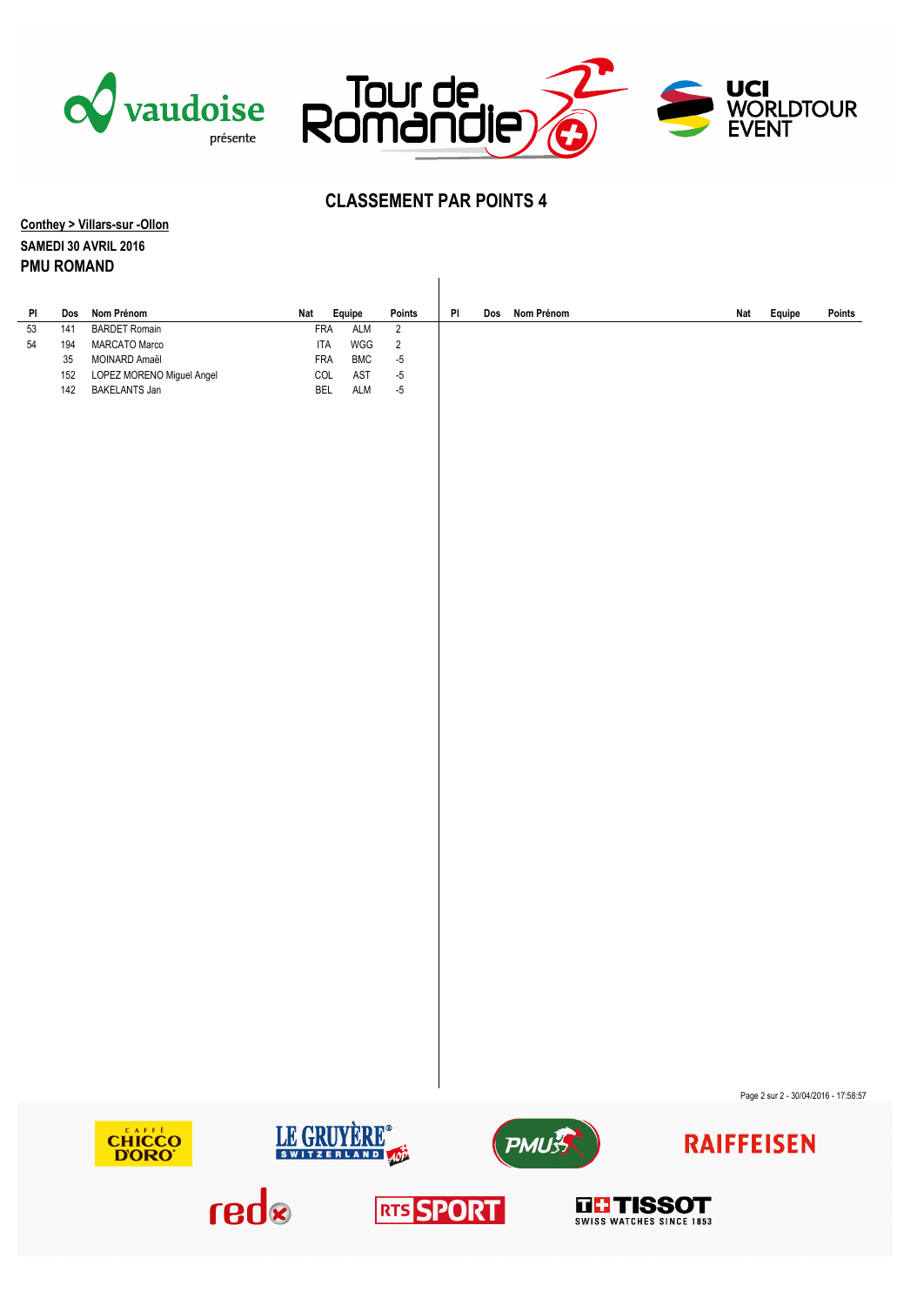## CLASSEMENT PAR POINTS 4

**Conthey > Villars-sur -Ollon**

**SAMEDI 30 AVRIL 2016**

**PMU ROMAND**

| Pl | Dos | Nom Prénom | Nat | Equipe | Points |
|---|---|---|---|---|---|
| 53 | 141 | BARDET Romain | FRA | ALM | 2 |
| 54 | 194 | MARCATO Marco | ITA | WGG | 2 |
| | 35 | MOINARD Amaël | FRA | BMC | -5 |
| | 152 | LOPEZ MORENO Miguel Angel | COL | AST | -5 |
| | 142 | BAKELANTS Jan | BEL | ALM | -5 |

30/04/2016 - 17:58:57